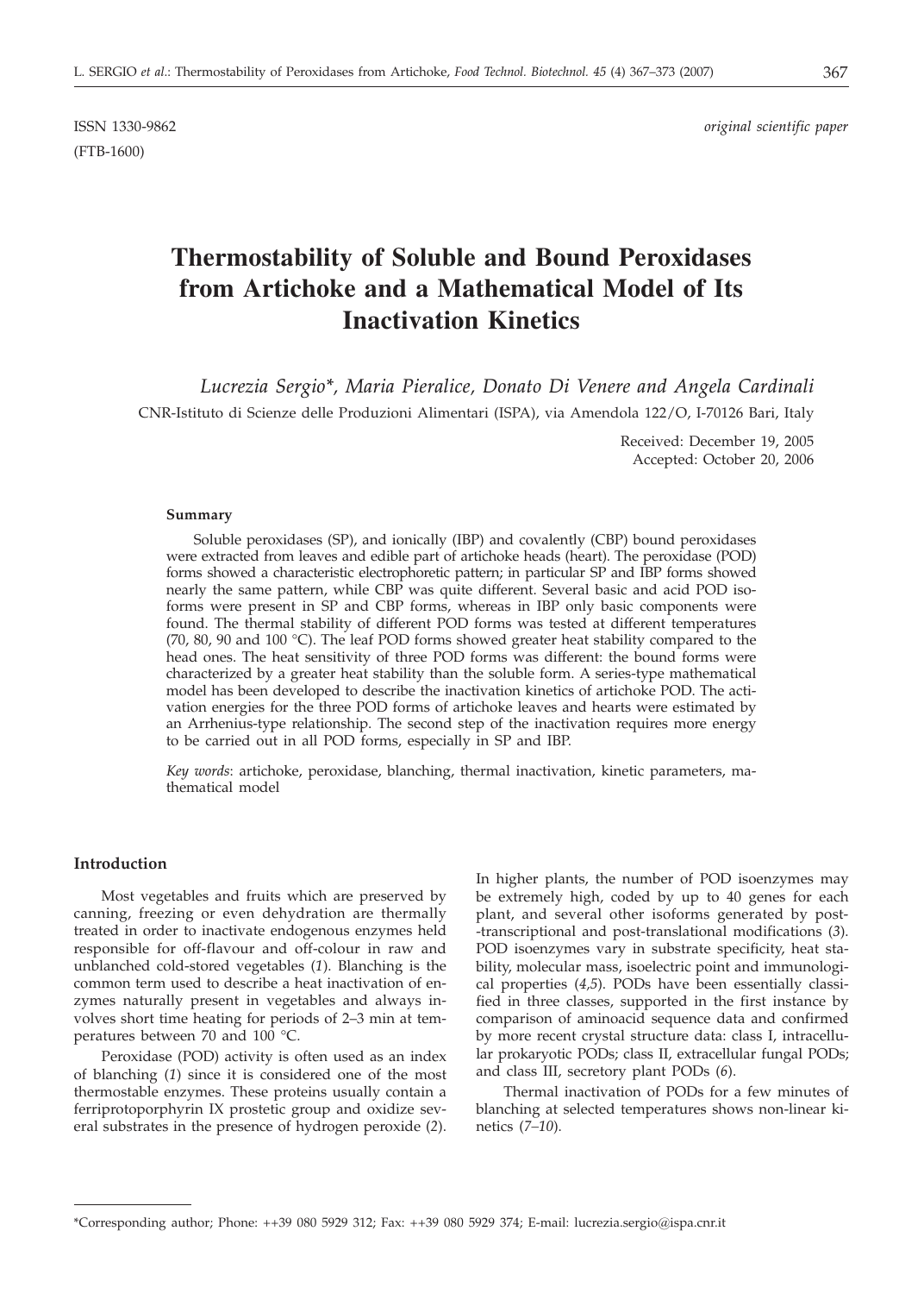ISSN 1330-9862 *original scientific paper*

(FTB-1600)

# Thermostability of Soluble and Bound Peroxidases from Artichoke and a Mathematical Model of Its Inactivation Kinetics

*Lucrezia Sergio\*, Maria Pieralice, Donato Di Venere and Angela Cardinali*

CNR-Istituto di Scienze delle Produzioni Alimentari (ISPA), via Amendola 122/O, I-70126 Bari, Italy

Received: December 19, 2005
Accepted: October 20, 2006

### Summary

Soluble peroxidases (SP), and ionically (IBP) and covalently (CBP) bound peroxidases were extracted from leaves and edible part of artichoke heads (heart). The peroxidase (POD) forms showed a characteristic electrophoretic pattern; in particular SP and IBP forms showed nearly the same pattern, while CBP was quite different. Several basic and acid POD isoforms were present in SP and CBP forms, whereas in IBP only basic components were found. The thermal stability of different POD forms was tested at different temperatures (70, 80, 90 and 100 °C). The leaf POD forms showed greater heat stability compared to the head ones. The heat sensitivity of three POD forms was different: the bound forms were characterized by a greater heat stability than the soluble form. A series-type mathematical model has been developed to describe the inactivation kinetics of artichoke POD. The activation energies for the three POD forms of artichoke leaves and hearts were estimated by an Arrhenius-type relationship. The second step of the inactivation requires more energy to be carried out in all POD forms, especially in SP and IBP.

*Key words*: artichoke, peroxidase, blanching, thermal inactivation, kinetic parameters, mathematical model

## Introduction

Most vegetables and fruits which are preserved by canning, freezing or even dehydration are thermally treated in order to inactivate endogenous enzymes held responsible for off-flavour and off-colour in raw and unblanched cold-stored vegetables (*1*). Blanching is the common term used to describe a heat inactivation of enzymes naturally present in vegetables and always involves short time heating for periods of 2–3 min at temperatures between 70 and 100 °C.

Peroxidase (POD) activity is often used as an index of blanching (*1*) since it is considered one of the most thermostable enzymes. These proteins usually contain a ferriprotoporphyrin IX prosthetic group and oxidize several substrates in the presence of hydrogen peroxide (*2*). In higher plants, the number of POD isoenzymes may be extremely high, coded by up to 40 genes for each plant, and several other isoforms generated by post-transcriptional and post-translational modifications (*3*). POD isoenzymes vary in substrate specificity, heat stability, molecular mass, isoelectric point and immunological properties (*4,5*). PODs have been essentially classified in three classes, supported in the first instance by comparison of aminoacid sequence data and confirmed by more recent crystal structure data: class I, intracellular prokaryotic PODs; class II, extracellular fungal PODs; and class III, secretory plant PODs (*6*).

Thermal inactivation of PODs for a few minutes of blanching at selected temperatures shows non-linear kinetics (*7–10*).

\*Corresponding author; Phone: ++39 080 5929 312; Fax: ++39 080 5929 374; E-mail: lucrezia.sergio@ispa.cnr.it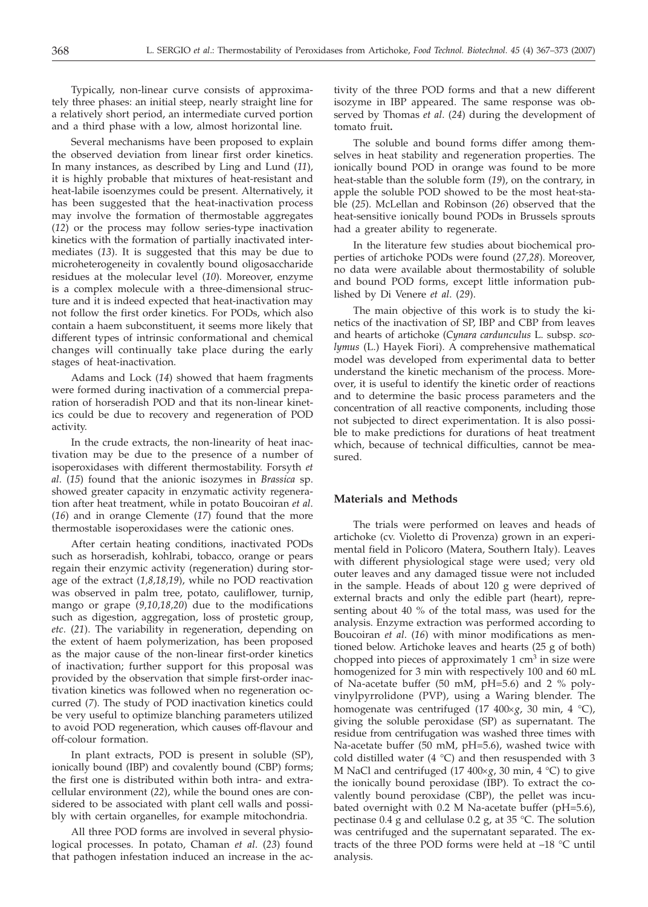Typically, non-linear curve consists of approximately three phases: an initial steep, nearly straight line for a relatively short period, an intermediate curved portion and a third phase with a low, almost horizontal line.

Several mechanisms have been proposed to explain the observed deviation from linear first order kinetics. In many instances, as described by Ling and Lund (*11*), it is highly probable that mixtures of heat-resistant and heat-labile isoenzymes could be present. Alternatively, it has been suggested that the heat-inactivation process may involve the formation of thermostable aggregates (*12*) or the process may follow series-type inactivation kinetics with the formation of partially inactivated intermediates (*13*). It is suggested that this may be due to microheterogeneity in covalently bound oligosaccharide residues at the molecular level (*10*). Moreover, enzyme is a complex molecule with a three-dimensional structure and it is indeed expected that heat-inactivation may not follow the first order kinetics. For PODs, which also contain a haem subconstituent, it seems more likely that different types of intrinsic conformational and chemical changes will continually take place during the early stages of heat-inactivation.

Adams and Lock (*14*) showed that haem fragments were formed during inactivation of a commercial preparation of horseradish POD and that its non-linear kinetics could be due to recovery and regeneration of POD activity.

In the crude extracts, the non-linearity of heat inactivation may be due to the presence of a number of isoperoxidases with different thermostability. Forsyth *et al*. (*15*) found that the anionic isozymes in *Brassica* sp. showed greater capacity in enzymatic activity regeneration after heat treatment, while in potato Boucoiran *et al*. (*16*) and in orange Clemente (*17*) found that the more thermostable isoperoxidases were the cationic ones.

After certain heating conditions, inactivated PODs such as horseradish, kohlrabi, tobacco, orange or pears regain their enzymic activity (regeneration) during storage of the extract (*1,8,18,19*), while no POD reactivation was observed in palm tree, potato, cauliflower, turnip, mango or grape (*9,10,18,20*) due to the modifications such as digestion, aggregation, loss of prostetic group, *etc*. (*21*). The variability in regeneration, depending on the extent of haem polymerization, has been proposed as the major cause of the non-linear first-order kinetics of inactivation; further support for this proposal was provided by the observation that simple first-order inactivation kinetics was followed when no regeneration occurred (*7*). The study of POD inactivation kinetics could be very useful to optimize blanching parameters utilized to avoid POD regeneration, which causes off-flavour and off-colour formation.

In plant extracts, POD is present in soluble (SP), ionically bound (IBP) and covalently bound (CBP) forms; the first one is distributed within both intra- and extracellular environment (*22*), while the bound ones are considered to be associated with plant cell walls and possibly with certain organelles, for example mitochondria.

All three POD forms are involved in several physiological processes. In potato, Chaman *et al*. (*23*) found that pathogen infestation induced an increase in the activity of the three POD forms and that a new different isozyme in IBP appeared. The same response was observed by Thomas *et al*. (*24*) during the development of tomato fruit**.**

The soluble and bound forms differ among themselves in heat stability and regeneration properties. The ionically bound POD in orange was found to be more heat-stable than the soluble form (*19*), on the contrary, in apple the soluble POD showed to be the most heat-stable (*25*). McLellan and Robinson (*26*) observed that the heat-sensitive ionically bound PODs in Brussels sprouts had a greater ability to regenerate.

In the literature few studies about biochemical properties of artichoke PODs were found (*27,28*). Moreover, no data were available about thermostability of soluble and bound POD forms, except little information published by Di Venere *et al*. (*29*).

The main objective of this work is to study the kinetics of the inactivation of SP, IBP and CBP from leaves and hearts of artichoke (*Cynara cardunculus* L. subsp. *scolymus* (L.) Hayek Fiori). A comprehensive mathematical model was developed from experimental data to better understand the kinetic mechanism of the process. Moreover, it is useful to identify the kinetic order of reactions and to determine the basic process parameters and the concentration of all reactive components, including those not subjected to direct experimentation. It is also possible to make predictions for durations of heat treatment which, because of technical difficulties, cannot be measured.

## Materials and Methods

The trials were performed on leaves and heads of artichoke (cv. Violetto di Provenza) grown in an experimental field in Policoro (Matera, Southern Italy). Leaves with different physiological stage were used; very old outer leaves and any damaged tissue were not included in the sample. Heads of about 120 g were deprived of external bracts and only the edible part (heart), representing about 40 % of the total mass, was used for the analysis. Enzyme extraction was performed according to Boucoiran *et al*. (*16*) with minor modifications as mentioned below. Artichoke leaves and hearts (25 g of both) chopped into pieces of approximately 1 cm$^3$ in size were homogenized for 3 min with respectively 100 and 60 mL of Na-acetate buffer (50 mM, pH=5.6) and 2 % polyvinylpyrrolidone (PVP), using a Waring blender. The homogenate was centrifuged (17 400×*g*, 30 min, 4 °C), giving the soluble peroxidase (SP) as supernatant. The residue from centrifugation was washed three times with Na-acetate buffer (50 mM, pH=5.6), washed twice with cold distilled water (4 °C) and then resuspended with 3 M NaCl and centrifuged (17 400×*g*, 30 min, 4 °C) to give the ionically bound peroxidase (IBP). To extract the covalently bound peroxidase (CBP), the pellet was incubated overnight with 0.2 M Na-acetate buffer (pH=5.6), pectinase 0.4 g and cellulase 0.2 g, at 35 °C. The solution was centrifuged and the supernatant separated. The extracts of the three POD forms were held at –18 °C until analysis.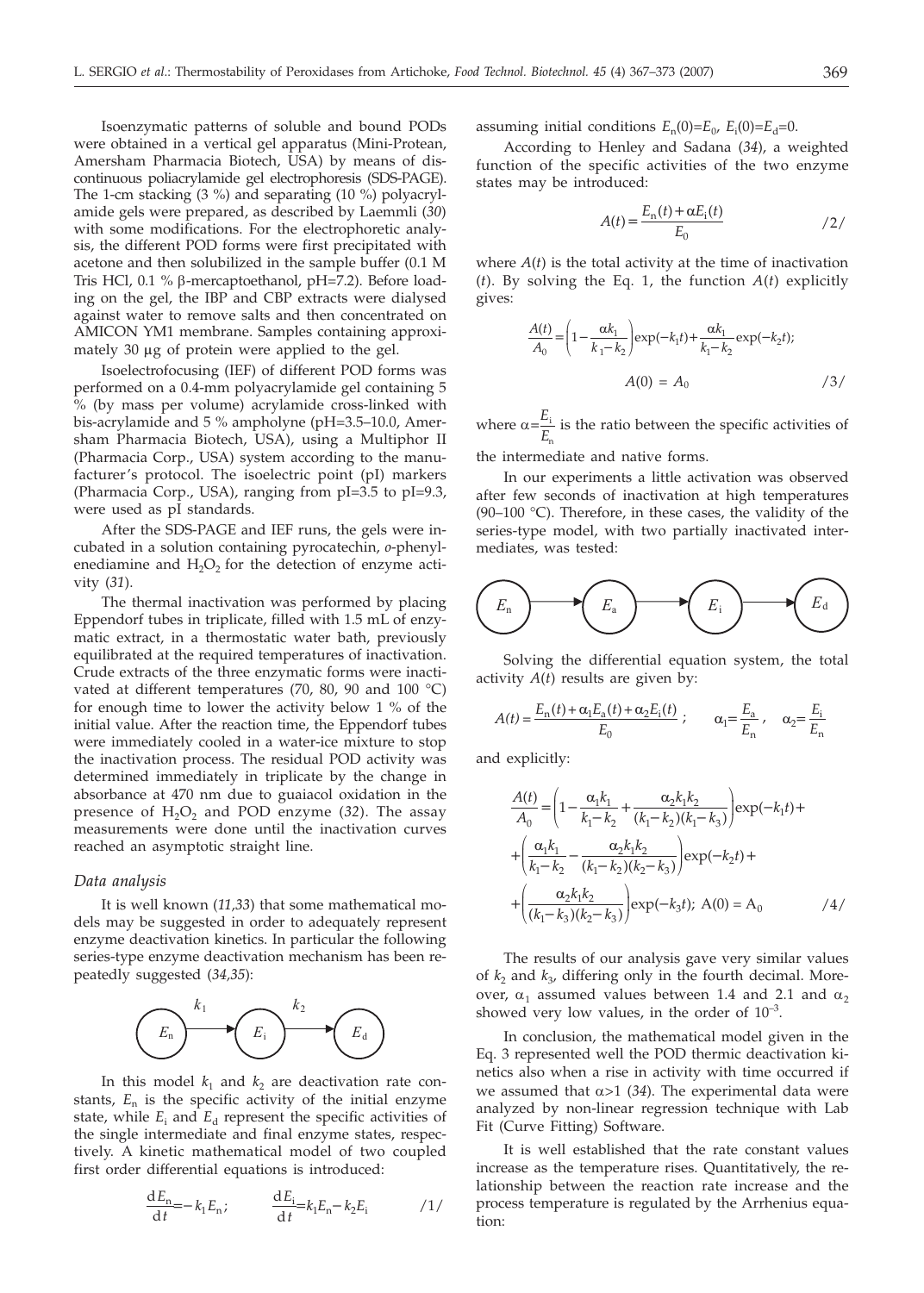Isoenzymatic patterns of soluble and bound PODs were obtained in a vertical gel apparatus (Mini-Protean, Amersham Pharmacia Biotech, USA) by means of discontinuous poliacrylamide gel electrophoresis (SDS-PAGE). The 1-cm stacking (3 %) and separating (10 %) polyacrylamide gels were prepared, as described by Laemmli (*30*) with some modifications. For the electrophoretic analysis, the different POD forms were first precipitated with acetone and then solubilized in the sample buffer (0.1 M Tris HCl, 0.1 % β-mercaptoethanol, pH=7.2). Before loading on the gel, the IBP and CBP extracts were dialysed against water to remove salts and then concentrated on AMICON YM1 membrane. Samples containing approximately 30 µg of protein were applied to the gel.

Isoelectrofocusing (IEF) of different POD forms was performed on a 0.4-mm polyacrylamide gel containing 5 % (by mass per volume) acrylamide cross-linked with bis-acrylamide and 5 % ampholyne (pH=3.5–10.0, Amersham Pharmacia Biotech, USA), using a Multiphor II (Pharmacia Corp., USA) system according to the manufacturer's protocol. The isoelectric point (pI) markers (Pharmacia Corp., USA), ranging from pI=3.5 to pI=9.3, were used as pI standards.

After the SDS-PAGE and IEF runs, the gels were incubated in a solution containing pyrocatechin, *o*-phenylenediamine and $H_2O_2$ for the detection of enzyme activity (*31*).

The thermal inactivation was performed by placing Eppendorf tubes in triplicate, filled with 1.5 mL of enzymatic extract, in a thermostatic water bath, previously equilibrated at the required temperatures of inactivation. Crude extracts of the three enzymatic forms were inactivated at different temperatures (70, 80, 90 and 100 °C) for enough time to lower the activity below 1 % of the initial value. After the reaction time, the Eppendorf tubes were immediately cooled in a water-ice mixture to stop the inactivation process. The residual POD activity was determined immediately in triplicate by the change in absorbance at 470 nm due to guaiacol oxidation in the presence of $H_2O_2$ and POD enzyme (*32*). The assay measurements were done until the inactivation curves reached an asymptotic straight line.

### *Data analysis*

It is well known (*11,33*) that some mathematical models may be suggested in order to adequately represent enzyme deactivation kinetics. In particular the following series-type enzyme deactivation mechanism has been repeatedly suggested (*34,35*):

$$E_n \xrightarrow{k_1} E_i \xrightarrow{k_2} E_d$$

In this model $k_1$ and $k_2$ are deactivation rate constants, $E_n$ is the specific activity of the initial enzyme state, while $E_i$ and $E_d$ represent the specific activities of the single intermediate and final enzyme states, respectively. A kinetic mathematical model of two coupled first order differential equations is introduced:

$$\frac{dE_n}{dt} = -k_1 E_n; \qquad \frac{dE_i}{dt} = k_1 E_n - k_2 E_i \qquad /1/$$

assuming initial conditions $E_n(0)=E_0$, $E_i(0)=E_d=0$.

According to Henley and Sadana (*34*), a weighted function of the specific activities of the two enzyme states may be introduced:

$$A(t) = \frac{E_n(t) + \alpha E_i(t)}{E_0} \qquad /2/$$

where $A(t)$ is the total activity at the time of inactivation ($t$). By solving the Eq. 1, the function $A(t)$ explicitly gives:

$$\frac{A(t)}{A_0} = \left(1 - \frac{\alpha k_1}{k_1 - k_2}\right)\exp(-k_1 t) + \frac{\alpha k_1}{k_1 - k_2}\exp(-k_2 t);$$

$$A(0) = A_0 \qquad /3/$$

where $\alpha = \frac{E_i}{E_n}$ is the ratio between the specific activities of the intermediate and native forms.

In our experiments a little activation was observed after few seconds of inactivation at high temperatures (90–100 °C). Therefore, in these cases, the validity of the series-type model, with two partially inactivated intermediates, was tested:

$$E_n \rightarrow E_a \rightarrow E_i \rightarrow E_d$$

Solving the differential equation system, the total activity $A(t)$ results are given by:

$$A(t) = \frac{E_n(t) + \alpha_1 E_a(t) + \alpha_2 E_i(t)}{E_0}; \qquad \alpha_1 = \frac{E_a}{E_n}, \quad \alpha_2 = \frac{E_i}{E_n}$$

and explicitly:

$$\frac{A(t)}{A_0} = \left(1 - \frac{\alpha_1 k_1}{k_1 - k_2} + \frac{\alpha_2 k_1 k_2}{(k_1 - k_2)(k_1 - k_3)}\right)\exp(-k_1 t) + \left(\frac{\alpha_1 k_1}{k_1 - k_2} - \frac{\alpha_2 k_1 k_2}{(k_1 - k_2)(k_2 - k_3)}\right)\exp(-k_2 t) + \left(\frac{\alpha_2 k_1 k_2}{(k_1 - k_3)(k_2 - k_3)}\right)\exp(-k_3 t); \; A(0) = A_0 \qquad /4/$$

The results of our analysis gave very similar values of $k_2$ and $k_3$, differing only in the fourth decimal. Moreover, $\alpha_1$ assumed values between 1.4 and 2.1 and $\alpha_2$ showed very low values, in the order of $10^{-3}$.

In conclusion, the mathematical model given in the Eq. 3 represented well the POD thermic deactivation kinetics also when a rise in activity with time occurred if we assumed that $\alpha > 1$ (*34*). The experimental data were analyzed by non-linear regression technique with Lab Fit (Curve Fitting) Software.

It is well established that the rate constant values increase as the temperature rises. Quantitatively, the relationship between the reaction rate increase and the process temperature is regulated by the Arrhenius equation: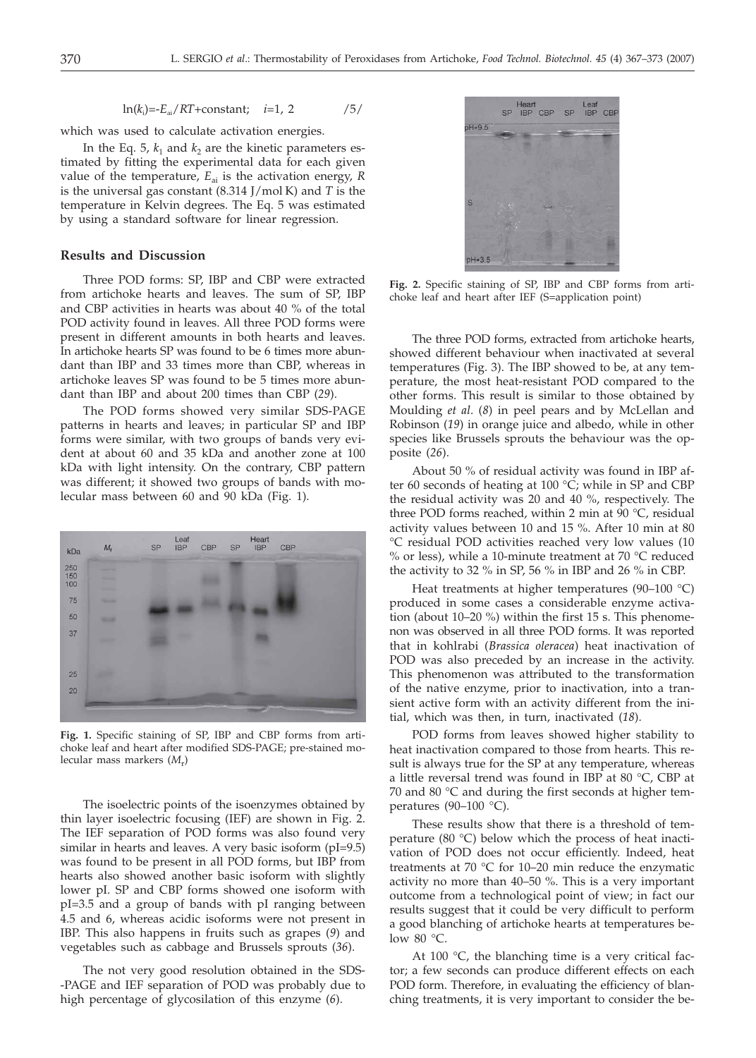$$\ln(k_i) = -E_{ai}/RT + \text{constant}; \quad i=1, 2 \qquad /5/$$

which was used to calculate activation energies.

In the Eq. 5, $k_1$ and $k_2$ are the kinetic parameters estimated by fitting the experimental data for each given value of the temperature, $E_{ai}$ is the activation energy, $R$ is the universal gas constant (8.314 J/mol K) and $T$ is the temperature in Kelvin degrees. The Eq. 5 was estimated by using a standard software for linear regression.

## Results and Discussion

Three POD forms: SP, IBP and CBP were extracted from artichoke hearts and leaves. The sum of SP, IBP and CBP activities in hearts was about 40 % of the total POD activity found in leaves. All three POD forms were present in different amounts in both hearts and leaves. In artichoke hearts SP was found to be 6 times more abundant than IBP and 33 times more than CBP, whereas in artichoke leaves SP was found to be 5 times more abundant than IBP and about 200 times than CBP (*29*).

The POD forms showed very similar SDS-PAGE patterns in hearts and leaves; in particular SP and IBP forms were similar, with two groups of bands very evident at about 60 and 35 kDa and another zone at 100 kDa with light intensity. On the contrary, CBP pattern was different; it showed two groups of bands with molecular mass between 60 and 90 kDa (Fig. 1).

**Fig. 1.** Specific staining of SP, IBP and CBP forms from artichoke leaf and heart after modified SDS-PAGE; pre-stained molecular mass markers ($M_r$)

The isoelectric points of the isoenzymes obtained by thin layer isoelectric focusing (IEF) are shown in Fig. 2. The IEF separation of POD forms was also found very similar in hearts and leaves. A very basic isoform (pI=9.5) was found to be present in all POD forms, but IBP from hearts also showed another basic isoform with slightly lower pI. SP and CBP forms showed one isoform with pI=3.5 and a group of bands with pI ranging between 4.5 and 6, whereas acidic isoforms were not present in IBP. This also happens in fruits such as grapes (*9*) and vegetables such as cabbage and Brussels sprouts (*36*).

The not very good resolution obtained in the SDS-PAGE and IEF separation of POD was probably due to high percentage of glycosilation of this enzyme (*6*).

**Fig. 2.** Specific staining of SP, IBP and CBP forms from artichoke leaf and heart after IEF (S=application point)

The three POD forms, extracted from artichoke hearts, showed different behaviour when inactivated at several temperatures (Fig. 3). The IBP showed to be, at any temperature, the most heat-resistant POD compared to the other forms. This result is similar to those obtained by Moulding *et al.* (*8*) in peel pears and by McLellan and Robinson (*19*) in orange juice and albedo, while in other species like Brussels sprouts the behaviour was the opposite (*26*).

About 50 % of residual activity was found in IBP after 60 seconds of heating at 100 °C; while in SP and CBP the residual activity was 20 and 40 %, respectively. The three POD forms reached, within 2 min at 90 °C, residual activity values between 10 and 15 %. After 10 min at 80 °C residual POD activities reached very low values (10 % or less), while a 10-minute treatment at 70 °C reduced the activity to 32 % in SP, 56 % in IBP and 26 % in CBP.

Heat treatments at higher temperatures (90–100 °C) produced in some cases a considerable enzyme activation (about 10–20 %) within the first 15 s. This phenomenon was observed in all three POD forms. It was reported that in kohlrabi (*Brassica oleracea*) heat inactivation of POD was also preceded by an increase in the activity. This phenomenon was attributed to the transformation of the native enzyme, prior to inactivation, into a transient active form with an activity different from the initial, which was then, in turn, inactivated (*18*).

POD forms from leaves showed higher stability to heat inactivation compared to those from hearts. This result is always true for the SP at any temperature, whereas a little reversal trend was found in IBP at 80 °C, CBP at 70 and 80 °C and during the first seconds at higher temperatures (90–100 °C).

These results show that there is a threshold of temperature (80 °C) below which the process of heat inactivation of POD does not occur efficiently. Indeed, heat treatments at 70 °C for 10–20 min reduce the enzymatic activity no more than 40–50 %. This is a very important outcome from a technological point of view; in fact our results suggest that it could be very difficult to perform a good blanching of artichoke hearts at temperatures below 80 °C.

At 100 °C, the blanching time is a very critical factor; a few seconds can produce different effects on each POD form. Therefore, in evaluating the efficiency of blanching treatments, it is very important to consider the be-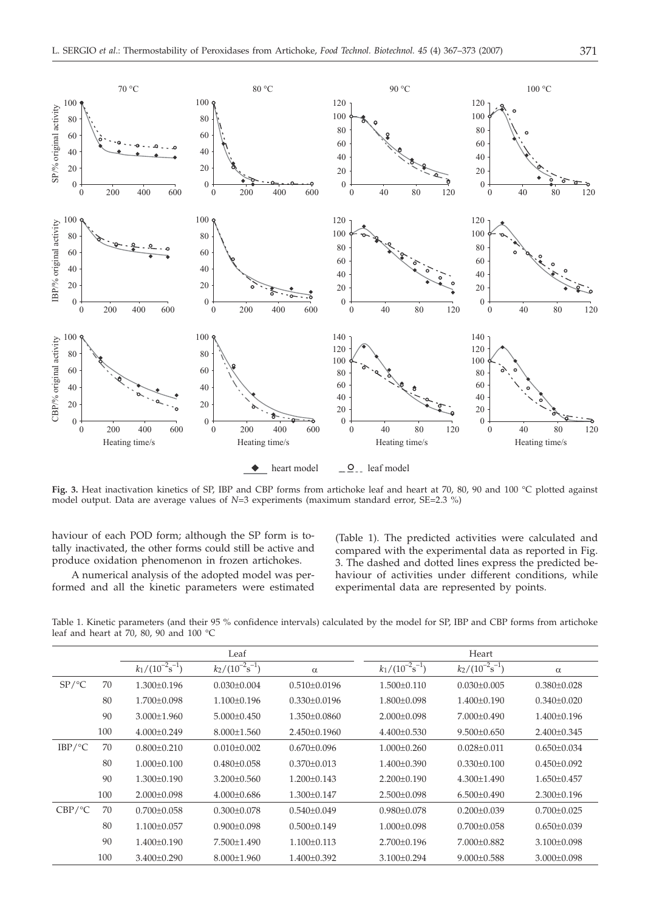**Fig. 3.** Heat inactivation kinetics of SP, IBP and CBP forms from artichoke leaf and heart at 70, 80, 90 and 100 °C plotted against model output. Data are average values of *N*=3 experiments (maximum standard error, SE=2.3 %)

haviour of each POD form; although the SP form is totally inactivated, the other forms could still be active and produce oxidation phenomenon in frozen artichokes.

A numerical analysis of the adopted model was performed and all the kinetic parameters were estimated (Table 1). The predicted activities were calculated and compared with the experimental data as reported in Fig. 3. The dashed and dotted lines express the predicted behaviour of activities under different conditions, while experimental data are represented by points.

Table 1. Kinetic parameters (and their 95 % confidence intervals) calculated by the model for SP, IBP and CBP forms from artichoke leaf and heart at 70, 80, 90 and 100 °C

| | | Leaf | | | Heart | | |
|---|---|---|---|---|---|---|---|
| | | $k_1/(10^{-2}s^{-1})$ | $k_2/(10^{-2}s^{-1})$ | $\alpha$ | $k_1/(10^{-2}s^{-1})$ | $k_2/(10^{-2}s^{-1})$ | $\alpha$ |
| SP/°C | 70 | 1.300±0.196 | 0.030±0.004 | 0.510±0.0196 | 1.500±0.110 | 0.030±0.005 | 0.380±0.028 |
| | 80 | 1.700±0.098 | 1.100±0.196 | 0.330±0.0196 | 1.800±0.098 | 1.400±0.190 | 0.340±0.020 |
| | 90 | 3.000±1.960 | 5.000±0.450 | 1.350±0.0860 | 2.000±0.098 | 7.000±0.490 | 1.400±0.196 |
| | 100 | 4.000±0.249 | 8.000±1.560 | 2.450±0.1960 | 4.400±0.530 | 9.500±0.650 | 2.400±0.345 |
| IBP/°C | 70 | 0.800±0.210 | 0.010±0.002 | 0.670±0.096 | 1.000±0.260 | 0.028±0.011 | 0.650±0.034 |
| | 80 | 1.000±0.100 | 0.480±0.058 | 0.370±0.013 | 1.400±0.390 | 0.330±0.100 | 0.450±0.092 |
| | 90 | 1.300±0.190 | 3.200±0.560 | 1.200±0.143 | 2.200±0.190 | 4.300±1.490 | 1.650±0.457 |
| | 100 | 2.000±0.098 | 4.000±0.686 | 1.300±0.147 | 2.500±0.098 | 6.500±0.490 | 2.300±0.196 |
| CBP/°C | 70 | 0.700±0.058 | 0.300±0.078 | 0.540±0.049 | 0.980±0.078 | 0.200±0.039 | 0.700±0.025 |
| | 80 | 1.100±0.057 | 0.900±0.098 | 0.500±0.149 | 1.000±0.098 | 0.700±0.058 | 0.650±0.039 |
| | 90 | 1.400±0.190 | 7.500±1.490 | 1.100±0.113 | 2.700±0.196 | 7.000±0.882 | 3.100±0.098 |
| | 100 | 3.400±0.290 | 8.000±1.960 | 1.400±0.392 | 3.100±0.294 | 9.000±0.588 | 3.000±0.098 |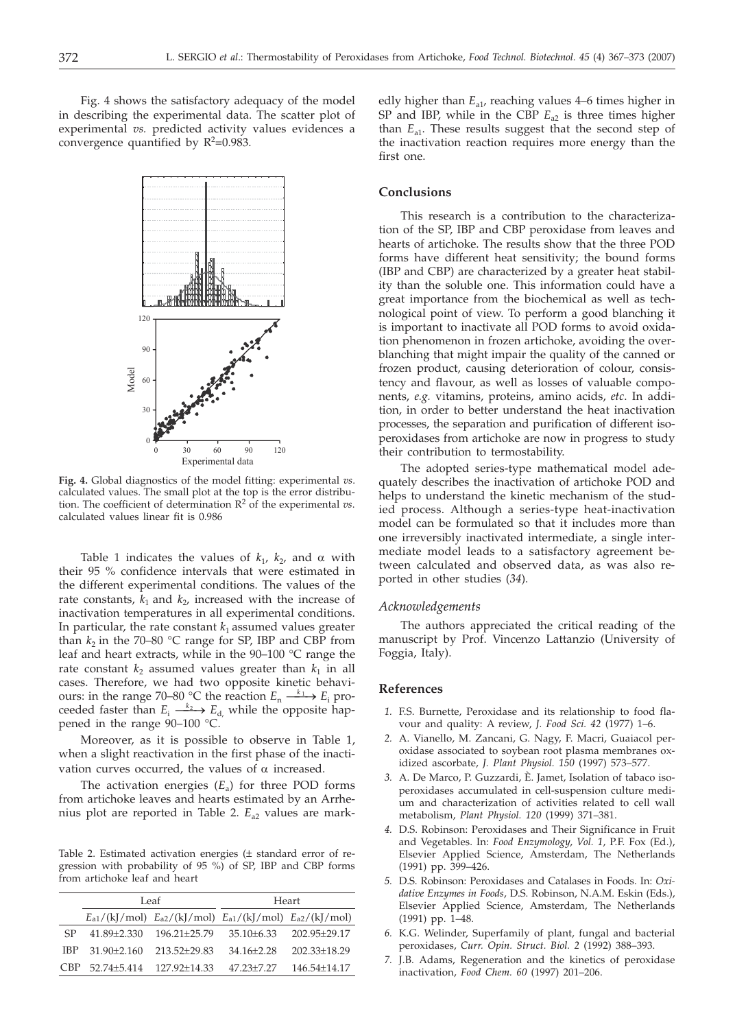Fig. 4 shows the satisfactory adequacy of the model in describing the experimental data. The scatter plot of experimental *vs.* predicted activity values evidences a convergence quantified by $R^2$=0.983.

**Fig. 4.** Global diagnostics of the model fitting: experimental *vs*. calculated values. The small plot at the top is the error distribution. The coefficient of determination $R^2$ of the experimental *vs*. calculated values linear fit is 0.986

Table 1 indicates the values of $k_1$, $k_2$, and $\alpha$ with their 95 % confidence intervals that were estimated in the different experimental conditions. The values of the rate constants, $k_1$ and $k_2$, increased with the increase of inactivation temperatures in all experimental conditions. In particular, the rate constant $k_1$ assumed values greater than $k_2$ in the 70–80 °C range for SP, IBP and CBP from leaf and heart extracts, while in the 90–100 °C range the rate constant $k_2$ assumed values greater than $k_1$ in all cases. Therefore, we had two opposite kinetic behaviours: in the range 70–80 °C the reaction $E_n \xrightarrow{k_1} E_i$ proceeded faster than $E_i \xrightarrow{k_2} E_d$, while the opposite happened in the range 90–100 °C.

Moreover, as it is possible to observe in Table 1, when a slight reactivation in the first phase of the inactivation curves occurred, the values of $\alpha$ increased.

The activation energies ($E_a$) for three POD forms from artichoke leaves and hearts estimated by an Arrhenius plot are reported in Table 2. $E_{a2}$ values are markedly higher than $E_{a1}$, reaching values 4–6 times higher in SP and IBP, while in the CBP $E_{a2}$ is three times higher than $E_{a1}$. These results suggest that the second step of the inactivation reaction requires more energy than the first one.

Table 2. Estimated activation energies (± standard error of regression with probability of 95 %) of SP, IBP and CBP forms from artichoke leaf and heart

| | Leaf | | Heart | |
|---|---|---|---|---|
| | $E_{a1}$/(kJ/mol) | $E_{a2}$/(kJ/mol) | $E_{a1}$/(kJ/mol) | $E_{a2}$/(kJ/mol) |
| SP | 41.89±2.330 | 196.21±25.79 | 35.10±6.33 | 202.95±29.17 |
| IBP | 31.90±2.160 | 213.52±29.83 | 34.16±2.28 | 202.33±18.29 |
| CBP | 52.74±5.414 | 127.92±14.33 | 47.23±7.27 | 146.54±14.17 |

## Conclusions

This research is a contribution to the characterization of the SP, IBP and CBP peroxidase from leaves and hearts of artichoke. The results show that the three POD forms have different heat sensitivity; the bound forms (IBP and CBP) are characterized by a greater heat stability than the soluble one. This information could have a great importance from the biochemical as well as technological point of view. To perform a good blanching it is important to inactivate all POD forms to avoid oxidation phenomenon in frozen artichoke, avoiding the overblanching that might impair the quality of the canned or frozen product, causing deterioration of colour, consistency and flavour, as well as losses of valuable components, *e.g.* vitamins, proteins, amino acids, *etc*. In addition, in order to better understand the heat inactivation processes, the separation and purification of different isoperoxidases from artichoke are now in progress to study their contribution to termostability.

The adopted series-type mathematical model adequately describes the inactivation of artichoke POD and helps to understand the kinetic mechanism of the studied process. Although a series-type heat-inactivation model can be formulated so that it includes more than one irreversibly inactivated intermediate, a single intermediate model leads to a satisfactory agreement between calculated and observed data, as was also reported in other studies (*34*).

### Acknowledgements

The authors appreciated the critical reading of the manuscript by Prof. Vincenzo Lattanzio (University of Foggia, Italy).

## References

1. F.S. Burnette, Peroxidase and its relationship to food flavour and quality: A review, *J. Food Sci. 42* (1977) 1–6.
2. A. Vianello, M. Zancani, G. Nagy, F. Macri, Guaiacol peroxidase associated to soybean root plasma membranes oxidized ascorbate, *J. Plant Physiol. 150* (1997) 573–577.
3. A. De Marco, P. Guzzardi, È. Jamet, Isolation of tabaco isoperoxidases accumulated in cell-suspension culture medium and characterization of activities related to cell wall metabolism, *Plant Physiol. 120* (1999) 371–381.
4. D.S. Robinson: Peroxidases and Their Significance in Fruit and Vegetables. In: *Food Enzymology, Vol. 1*, P.F. Fox (Ed.), Elsevier Applied Science, Amsterdam, The Netherlands (1991) pp. 399–426.
5. D.S. Robinson: Peroxidases and Catalases in Foods. In: *Oxidative Enzymes in Foods*, D.S. Robinson, N.A.M. Eskin (Eds.), Elsevier Applied Science, Amsterdam, The Netherlands (1991) pp. 1–48.
6. K.G. Welinder, Superfamily of plant, fungal and bacterial peroxidases, *Curr. Opin. Struct. Biol. 2* (1992) 388–393.
7. J.B. Adams, Regeneration and the kinetics of peroxidase inactivation, *Food Chem. 60* (1997) 201–206.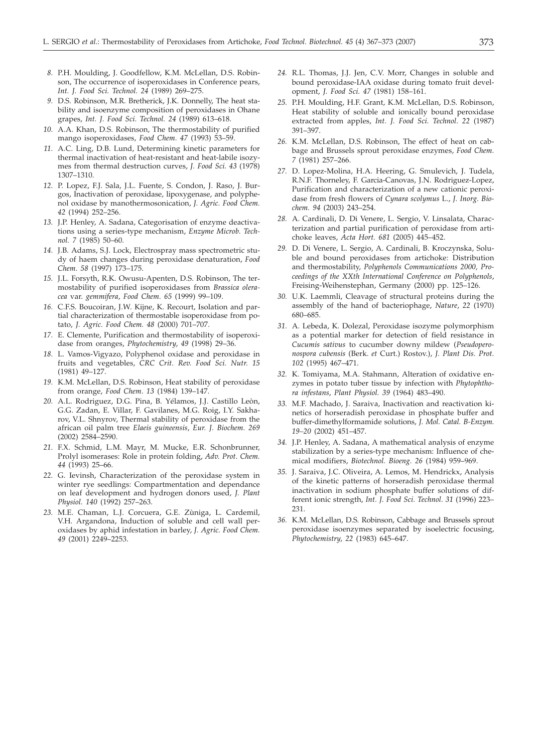8. P.H. Moulding, J. Goodfellow, K.M. McLellan, D.S. Robinson, The occurrence of isoperoxidases in Conference pears, *Int. J. Food Sci. Technol. 24* (1989) 269–275.
9. D.S. Robinson, M.R. Bretherick, J.K. Donnelly, The heat stability and isoenzyme composition of peroxidases in Ohane grapes, *Int. J. Food Sci. Technol. 24* (1989) 613–618.
10. A.A. Khan, D.S. Robinson, The thermostability of purified mango isoperoxidases, *Food Chem. 47* (1993) 53–59.
11. A.C. Ling, D.B. Lund, Determining kinetic parameters for thermal inactivation of heat-resistant and heat-labile isozymes from thermal destruction curves, *J. Food Sci. 43* (1978) 1307–1310.
12. P. Lopez, F.J. Sala, J.L. Fuente, S. Condon, J. Raso, J. Burgos, Inactivation of peroxidase, lipoxygenase, and polyphenol oxidase by manothermosonication, *J. Agric. Food Chem. 42* (1994) 252–256.
13. J.P. Henley, A. Sadana, Categorisation of enzyme deactivations using a series-type mechanism, *Enzyme Microb. Technol. 7* (1985) 50–60.
14. J.B. Adams, S.J. Lock, Electrospray mass spectrometric study of haem changes during peroxidase denaturation, *Food Chem. 58* (1997) 173–175.
15. J.L. Forsyth, R.K. Owusu-Apenten, D.S. Robinson, The termostability of purified isoperoxidases from *Brassica oleracea* var. *gemmifera*, *Food Chem. 65* (1999) 99–109.
16. C.F.S. Boucoiran, J.W. Kijne, K. Recourt, Isolation and partial characterization of thermostable isoperoxidase from potato, *J. Agric. Food Chem. 48* (2000) 701–707.
17. E. Clemente, Purification and thermostability of isoperoxidase from oranges, *Phytochemistry, 49* (1998) 29–36.
18. L. Vamos-Vigyazo, Polyphenol oxidase and peroxidase in fruits and vegetables, *CRC Crit. Rev. Food Sci. Nutr. 15* (1981) 49–127.
19. K.M. McLellan, D.S. Robinson, Heat stability of peroxidase from orange, *Food Chem. 13* (1984) 139–147.
20. A.L. Rodriguez, D.G. Pina, B. Yélamos, J.J. Castillo Leòn, G.G. Zadan, E. Villar, F. Gavilanes, M.G. Roig, I.Y. Sakharov, V.L. Shnyrov, Thermal stability of peroxidase from the african oil palm tree *Elaeis guineensis*, *Eur. J. Biochem. 269* (2002) 2584–2590.
21. F.X. Schmid, L.M. Mayr, M. Mucke, E.R. Schonbrunner, Prolyl isomerases: Role in protein folding, *Adv. Prot. Chem. 44* (1993) 25–66.
22. G. Ievinsh, Characterization of the peroxidase system in winter rye seedlings: Compartmentation and dependance on leaf development and hydrogen donors used, *J. Plant Physiol. 140* (1992) 257–263.
23. M.E. Chaman, L.J. Corcuera, G.E. Zùniga, L. Cardemil, V.H. Argandona, Induction of soluble and cell wall peroxidases by aphid infestation in barley, *J. Agric. Food Chem. 49* (2001) 2249–2253.
24. R.L. Thomas, J.J. Jen, C.V. Morr, Changes in soluble and bound peroxidase-IAA oxidase during tomato fruit development, *J. Food Sci. 47* (1981) 158–161.
25. P.H. Moulding, H.F. Grant, K.M. McLellan, D.S. Robinson, Heat stability of soluble and ionically bound peroxidase extracted from apples, *Int. J. Food Sci. Technol. 22* (1987) 391–397.
26. K.M. McLellan, D.S. Robinson, The effect of heat on cabbage and Brussels sprout peroxidase enzymes, *Food Chem. 7* (1981) 257–266.
27. D. Lopez-Molina, H.A. Heering, G. Smulevich, J. Tudela, R.N.F. Thorneley, F. Garcia-Canovas, J.N. Rodriguez-Lopez, Purification and characterization of a new cationic peroxidase from fresh flowers of *Cynara scolymus* L., *J. Inorg. Biochem. 94* (2003) 243–254.
28. A. Cardinali, D. Di Venere, L. Sergio, V. Linsalata, Characterization and partial purification of peroxidase from artichoke leaves, *Acta Hort. 681* (2005) 445–452.
29. D. Di Venere, L. Sergio, A. Cardinali, B. Kroczynska, Soluble and bound peroxidases from artichoke: Distribution and thermostability, *Polyphenols Communications 2000, Proceedings of the XXth International Conference on Polyphenols*, Freising-Weihenstephan, Germany (2000) pp. 125–126.
30. U.K. Laemmli, Cleavage of structural proteins during the assembly of the hand of bacteriophage, *Nature, 22* (1970) 680–685.
31. A. Lebeda, K. Dolezal, Peroxidase isozyme polymorphism as a potential marker for detection of field resistance in *Cucumis sativus* to cucumber downy mildew (*Pseudoperonospora cubensis* (Berk. *et* Curt.) Rostov.), *J. Plant Dis. Prot. 102* (1995) 467–471.
32. K. Tomiyama, M.A. Stahmann, Alteration of oxidative enzymes in potato tuber tissue by infection with *Phytophthora infestans*, *Plant Physiol. 39* (1964) 483–490.
33. M.F. Machado, J. Saraiva, Inactivation and reactivation kinetics of horseradish peroxidase in phosphate buffer and buffer-dimethylformamide solutions, *J. Mol. Catal. B-Enzym. 19–20* (2002) 451–457.
34. J.P. Henley, A. Sadana, A mathematical analysis of enzyme stabilization by a series-type mechanism: Influence of chemical modifiers, *Biotechnol. Bioeng. 26* (1984) 959–969.
35. J. Saraiva, J.C. Oliveira, A. Lemos, M. Hendrickx, Analysis of the kinetic patterns of horseradish peroxidase thermal inactivation in sodium phosphate buffer solutions of different ionic strength, *Int. J. Food Sci. Technol. 31* (1996) 223–231.
36. K.M. McLellan, D.S. Robinson, Cabbage and Brussels sprout peroxidase isoenzymes separated by isoelectric focusing, *Phytochemistry, 22* (1983) 645–647.